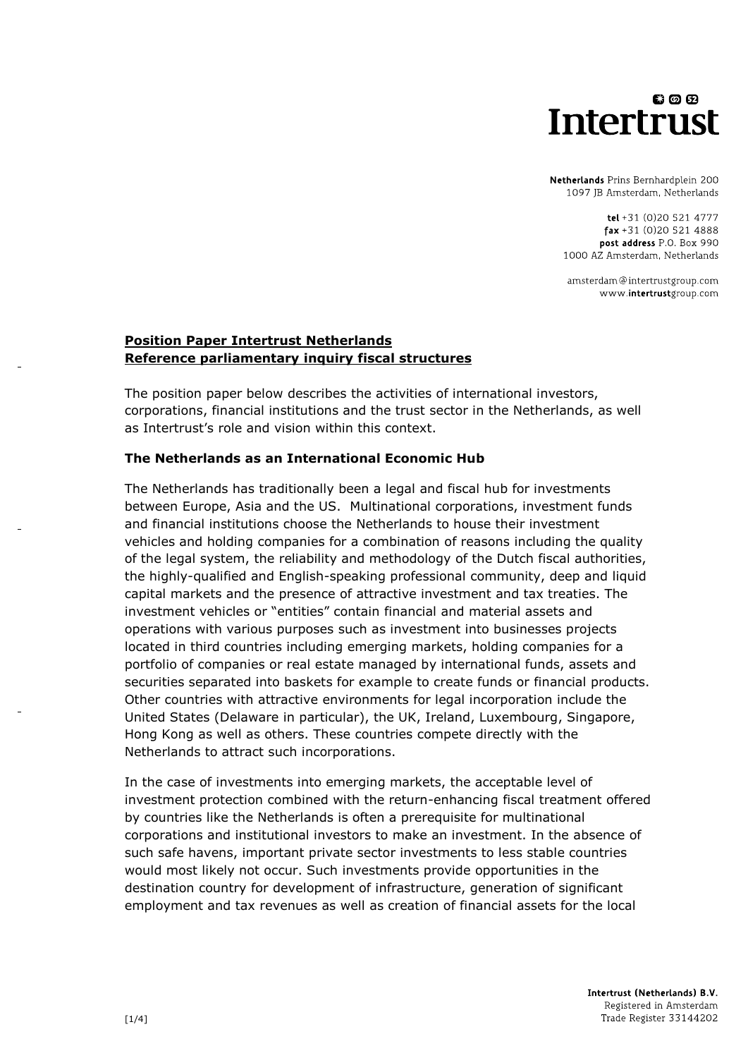Intertrust

**Netherlands** Prins Bernhardplein 200
1097 JB Amsterdam, Netherlands

**tel** +31 (0)20 521 4777
**fax** +31 (0)20 521 4888
**post address** P.O. Box 990
1000 AZ Amsterdam, Netherlands

amsterdam@intertrustgroup.com
www.intertrustgroup.com

**Position Paper Intertrust Netherlands**
**Reference parliamentary inquiry fiscal structures**

The position paper below describes the activities of international investors, corporations, financial institutions and the trust sector in the Netherlands, as well as Intertrust's role and vision within this context.

### The Netherlands as an International Economic Hub

The Netherlands has traditionally been a legal and fiscal hub for investments between Europe, Asia and the US. Multinational corporations, investment funds and financial institutions choose the Netherlands to house their investment vehicles and holding companies for a combination of reasons including the quality of the legal system, the reliability and methodology of the Dutch fiscal authorities, the highly-qualified and English-speaking professional community, deep and liquid capital markets and the presence of attractive investment and tax treaties. The investment vehicles or "entities" contain financial and material assets and operations with various purposes such as investment into businesses projects located in third countries including emerging markets, holding companies for a portfolio of companies or real estate managed by international funds, assets and securities separated into baskets for example to create funds or financial products. Other countries with attractive environments for legal incorporation include the United States (Delaware in particular), the UK, Ireland, Luxembourg, Singapore, Hong Kong as well as others. These countries compete directly with the Netherlands to attract such incorporations.

In the case of investments into emerging markets, the acceptable level of investment protection combined with the return-enhancing fiscal treatment offered by countries like the Netherlands is often a prerequisite for multinational corporations and institutional investors to make an investment. In the absence of such safe havens, important private sector investments to less stable countries would most likely not occur. Such investments provide opportunities in the destination country for development of infrastructure, generation of significant employment and tax revenues as well as creation of financial assets for the local

Intertrust (Netherlands) B.V.
Registered in Amsterdam
Trade Register 33144202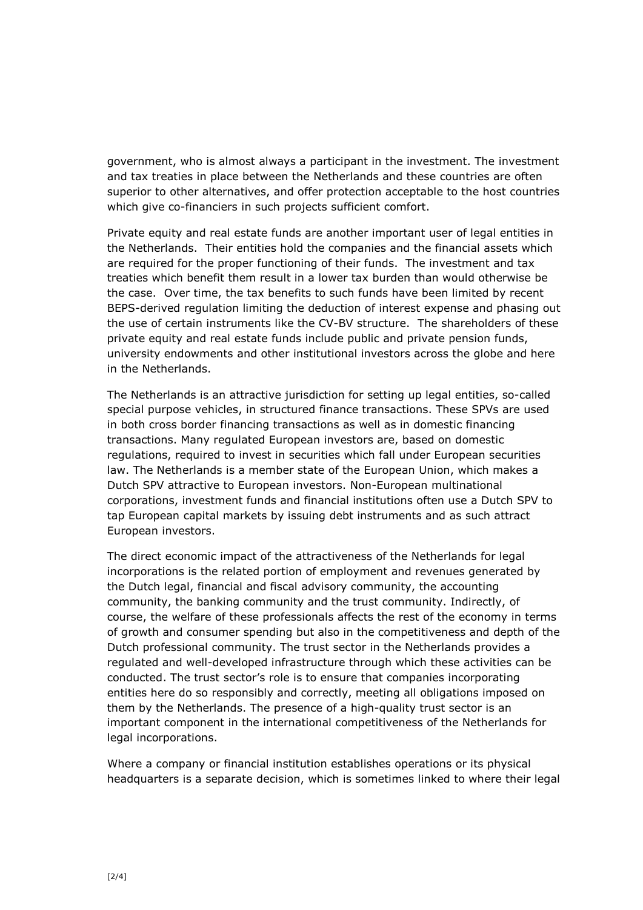government, who is almost always a participant in the investment. The investment and tax treaties in place between the Netherlands and these countries are often superior to other alternatives, and offer protection acceptable to the host countries which give co-financiers in such projects sufficient comfort.

Private equity and real estate funds are another important user of legal entities in the Netherlands. Their entities hold the companies and the financial assets which are required for the proper functioning of their funds. The investment and tax treaties which benefit them result in a lower tax burden than would otherwise be the case. Over time, the tax benefits to such funds have been limited by recent BEPS-derived regulation limiting the deduction of interest expense and phasing out the use of certain instruments like the CV-BV structure. The shareholders of these private equity and real estate funds include public and private pension funds, university endowments and other institutional investors across the globe and here in the Netherlands.

The Netherlands is an attractive jurisdiction for setting up legal entities, so-called special purpose vehicles, in structured finance transactions. These SPVs are used in both cross border financing transactions as well as in domestic financing transactions. Many regulated European investors are, based on domestic regulations, required to invest in securities which fall under European securities law. The Netherlands is a member state of the European Union, which makes a Dutch SPV attractive to European investors. Non-European multinational corporations, investment funds and financial institutions often use a Dutch SPV to tap European capital markets by issuing debt instruments and as such attract European investors.

The direct economic impact of the attractiveness of the Netherlands for legal incorporations is the related portion of employment and revenues generated by the Dutch legal, financial and fiscal advisory community, the accounting community, the banking community and the trust community. Indirectly, of course, the welfare of these professionals affects the rest of the economy in terms of growth and consumer spending but also in the competitiveness and depth of the Dutch professional community. The trust sector in the Netherlands provides a regulated and well-developed infrastructure through which these activities can be conducted. The trust sector's role is to ensure that companies incorporating entities here do so responsibly and correctly, meeting all obligations imposed on them by the Netherlands. The presence of a high-quality trust sector is an important component in the international competitiveness of the Netherlands for legal incorporations.

Where a company or financial institution establishes operations or its physical headquarters is a separate decision, which is sometimes linked to where their legal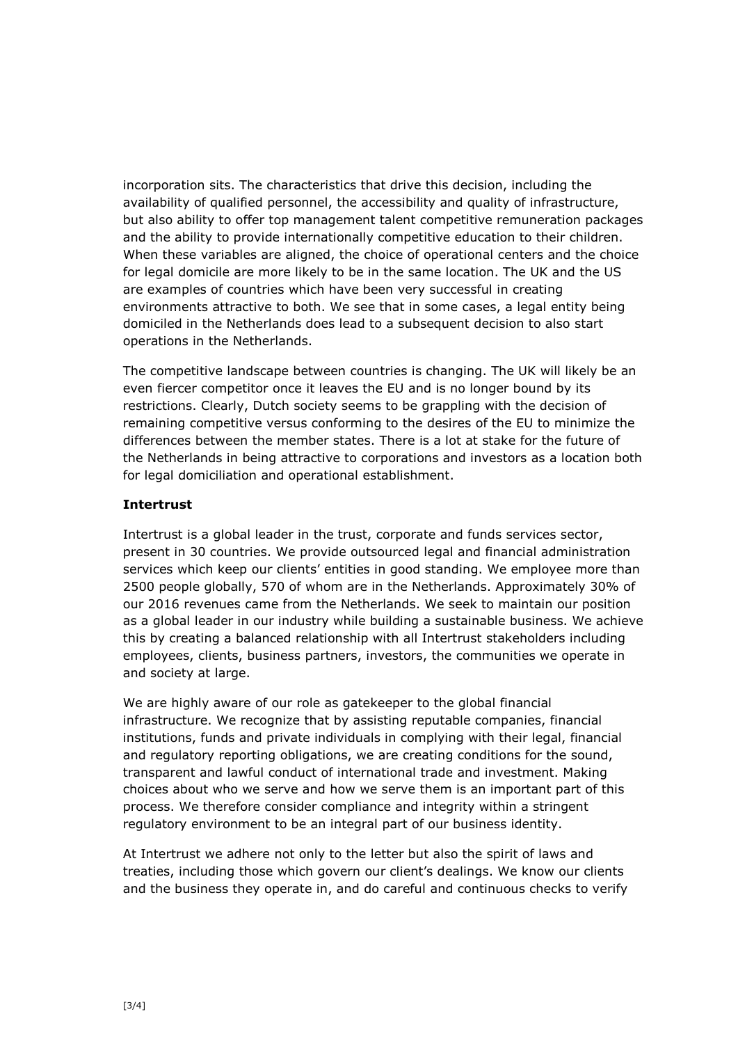incorporation sits. The characteristics that drive this decision, including the availability of qualified personnel, the accessibility and quality of infrastructure, but also ability to offer top management talent competitive remuneration packages and the ability to provide internationally competitive education to their children. When these variables are aligned, the choice of operational centers and the choice for legal domicile are more likely to be in the same location. The UK and the US are examples of countries which have been very successful in creating environments attractive to both. We see that in some cases, a legal entity being domiciled in the Netherlands does lead to a subsequent decision to also start operations in the Netherlands.

The competitive landscape between countries is changing. The UK will likely be an even fiercer competitor once it leaves the EU and is no longer bound by its restrictions. Clearly, Dutch society seems to be grappling with the decision of remaining competitive versus conforming to the desires of the EU to minimize the differences between the member states. There is a lot at stake for the future of the Netherlands in being attractive to corporations and investors as a location both for legal domiciliation and operational establishment.

**Intertrust**

Intertrust is a global leader in the trust, corporate and funds services sector, present in 30 countries. We provide outsourced legal and financial administration services which keep our clients' entities in good standing. We employee more than 2500 people globally, 570 of whom are in the Netherlands. Approximately 30% of our 2016 revenues came from the Netherlands. We seek to maintain our position as a global leader in our industry while building a sustainable business. We achieve this by creating a balanced relationship with all Intertrust stakeholders including employees, clients, business partners, investors, the communities we operate in and society at large.

We are highly aware of our role as gatekeeper to the global financial infrastructure. We recognize that by assisting reputable companies, financial institutions, funds and private individuals in complying with their legal, financial and regulatory reporting obligations, we are creating conditions for the sound, transparent and lawful conduct of international trade and investment. Making choices about who we serve and how we serve them is an important part of this process. We therefore consider compliance and integrity within a stringent regulatory environment to be an integral part of our business identity.

At Intertrust we adhere not only to the letter but also the spirit of laws and treaties, including those which govern our client's dealings. We know our clients and the business they operate in, and do careful and continuous checks to verify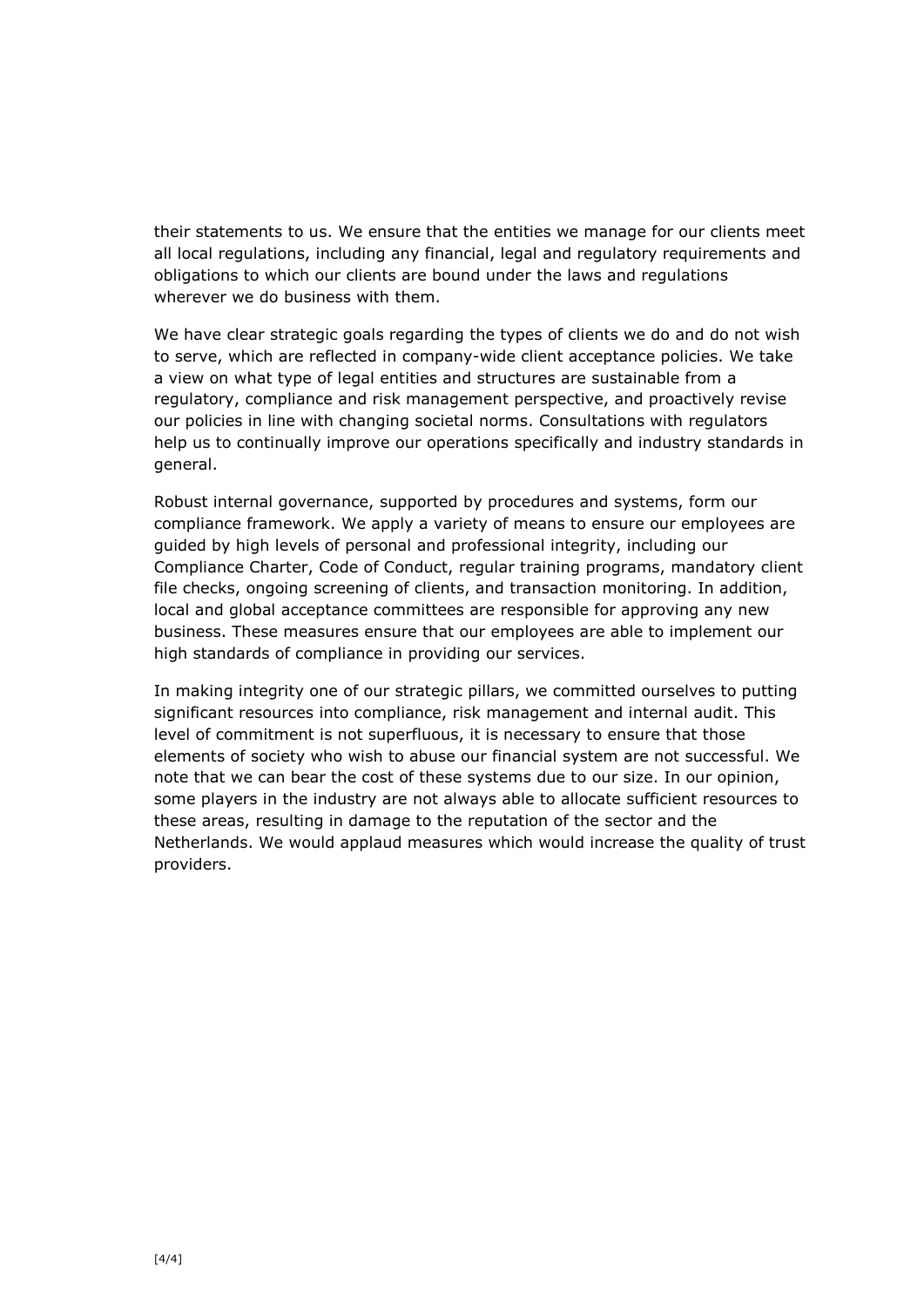their statements to us. We ensure that the entities we manage for our clients meet all local regulations, including any financial, legal and regulatory requirements and obligations to which our clients are bound under the laws and regulations wherever we do business with them.

We have clear strategic goals regarding the types of clients we do and do not wish to serve, which are reflected in company-wide client acceptance policies. We take a view on what type of legal entities and structures are sustainable from a regulatory, compliance and risk management perspective, and proactively revise our policies in line with changing societal norms. Consultations with regulators help us to continually improve our operations specifically and industry standards in general.

Robust internal governance, supported by procedures and systems, form our compliance framework. We apply a variety of means to ensure our employees are guided by high levels of personal and professional integrity, including our Compliance Charter, Code of Conduct, regular training programs, mandatory client file checks, ongoing screening of clients, and transaction monitoring. In addition, local and global acceptance committees are responsible for approving any new business. These measures ensure that our employees are able to implement our high standards of compliance in providing our services.

In making integrity one of our strategic pillars, we committed ourselves to putting significant resources into compliance, risk management and internal audit. This level of commitment is not superfluous, it is necessary to ensure that those elements of society who wish to abuse our financial system are not successful. We note that we can bear the cost of these systems due to our size. In our opinion, some players in the industry are not always able to allocate sufficient resources to these areas, resulting in damage to the reputation of the sector and the Netherlands. We would applaud measures which would increase the quality of trust providers.